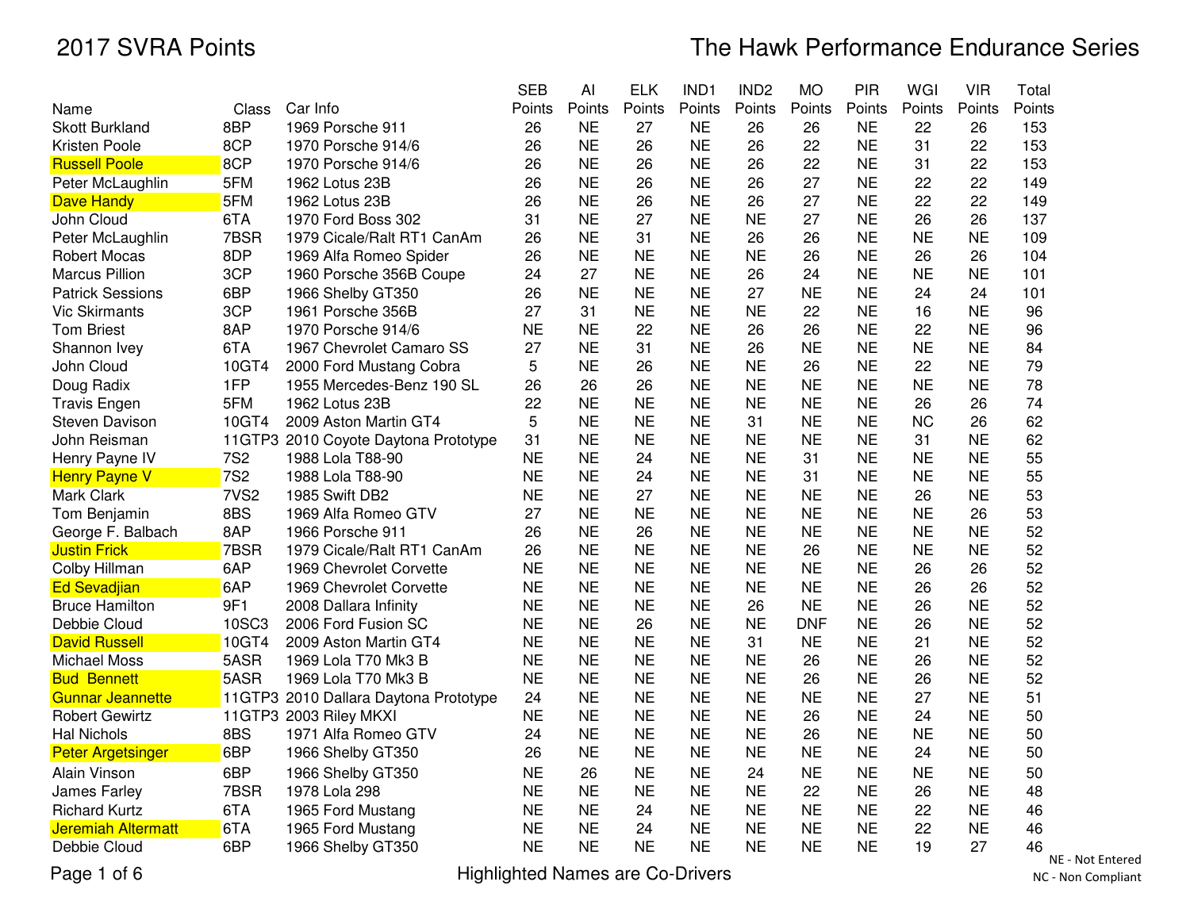# 2017 SVRA Points

# The Hawk Performance Endurance Series

| Name | Class | Car Info | SEB Points | AI Points | ELK Points | IND1 Points | IND2 Points | MO Points | PIR Points | WGI Points | VIR Points | Total Points |
|---|---|---|---|---|---|---|---|---|---|---|---|---|
| Skott Burkland | 8BP | 1969 Porsche 911 | 26 | NE | 27 | NE | 26 | 26 | NE | 22 | 26 | 153 |
| Kristen Poole | 8CP | 1970 Porsche 914/6 | 26 | NE | 26 | NE | 26 | 22 | NE | 31 | 22 | 153 |
| Russell Poole | 8CP | 1970 Porsche 914/6 | 26 | NE | 26 | NE | 26 | 22 | NE | 31 | 22 | 153 |
| Peter McLaughlin | 5FM | 1962 Lotus 23B | 26 | NE | 26 | NE | 26 | 27 | NE | 22 | 22 | 149 |
| Dave Handy | 5FM | 1962 Lotus 23B | 26 | NE | 26 | NE | 26 | 27 | NE | 22 | 22 | 149 |
| John Cloud | 6TA | 1970 Ford Boss 302 | 31 | NE | 27 | NE | NE | 27 | NE | 26 | 26 | 137 |
| Peter McLaughlin | 7BSR | 1979 Cicale/Ralt RT1 CanAm | 26 | NE | 31 | NE | 26 | 26 | NE | NE | NE | 109 |
| Robert Mocas | 8DP | 1969 Alfa Romeo Spider | 26 | NE | NE | NE | NE | 26 | NE | 26 | 26 | 104 |
| Marcus Pillion | 3CP | 1960 Porsche 356B Coupe | 24 | 27 | NE | NE | 26 | 24 | NE | NE | NE | 101 |
| Patrick Sessions | 6BP | 1966 Shelby GT350 | 26 | NE | NE | NE | 27 | NE | NE | 24 | 24 | 101 |
| Vic Skirmants | 3CP | 1961 Porsche 356B | 27 | 31 | NE | NE | NE | 22 | NE | 16 | NE | 96 |
| Tom Briest | 8AP | 1970 Porsche 914/6 | NE | NE | 22 | NE | 26 | 26 | NE | 22 | NE | 96 |
| Shannon Ivey | 6TA | 1967 Chevrolet Camaro SS | 27 | NE | 31 | NE | 26 | NE | NE | NE | NE | 84 |
| John Cloud | 10GT4 | 2000 Ford Mustang Cobra | 5 | NE | 26 | NE | NE | 26 | NE | 22 | NE | 79 |
| Doug Radix | 1FP | 1955 Mercedes-Benz 190 SL | 26 | 26 | 26 | NE | NE | NE | NE | NE | NE | 78 |
| Travis Engen | 5FM | 1962 Lotus 23B | 22 | NE | NE | NE | NE | NE | NE | 26 | 26 | 74 |
| Steven Davison | 10GT4 | 2009 Aston Martin GT4 | 5 | NE | NE | NE | 31 | NE | NE | NC | 26 | 62 |
| John Reisman | 11GTP3 | 2010 Coyote Daytona Prototype | 31 | NE | NE | NE | NE | NE | NE | 31 | NE | 62 |
| Henry Payne IV | 7S2 | 1988 Lola T88-90 | NE | NE | 24 | NE | NE | 31 | NE | NE | NE | 55 |
| Henry Payne V | 7S2 | 1988 Lola T88-90 | NE | NE | 24 | NE | NE | 31 | NE | NE | NE | 55 |
| Mark Clark | 7VS2 | 1985 Swift DB2 | NE | NE | 27 | NE | NE | NE | NE | 26 | NE | 53 |
| Tom Benjamin | 8BS | 1969 Alfa Romeo GTV | 27 | NE | NE | NE | NE | NE | NE | NE | 26 | 53 |
| George F. Balbach | 8AP | 1966 Porsche 911 | 26 | NE | 26 | NE | NE | NE | NE | NE | NE | 52 |
| Justin Frick | 7BSR | 1979 Cicale/Ralt RT1 CanAm | 26 | NE | NE | NE | NE | 26 | NE | NE | NE | 52 |
| Colby Hillman | 6AP | 1969 Chevrolet Corvette | NE | NE | NE | NE | NE | NE | NE | 26 | 26 | 52 |
| Ed Sevadjian | 6AP | 1969 Chevrolet Corvette | NE | NE | NE | NE | NE | NE | NE | 26 | 26 | 52 |
| Bruce Hamilton | 9F1 | 2008 Dallara Infinity | NE | NE | NE | NE | 26 | NE | NE | 26 | NE | 52 |
| Debbie Cloud | 10SC3 | 2006 Ford Fusion SC | NE | NE | 26 | NE | NE | DNF | NE | 26 | NE | 52 |
| David Russell | 10GT4 | 2009 Aston Martin GT4 | NE | NE | NE | NE | 31 | NE | NE | 21 | NE | 52 |
| Michael Moss | 5ASR | 1969 Lola T70 Mk3 B | NE | NE | NE | NE | NE | 26 | NE | 26 | NE | 52 |
| Bud Bennett | 5ASR | 1969 Lola T70 Mk3 B | NE | NE | NE | NE | NE | 26 | NE | 26 | NE | 52 |
| Gunnar Jeannette | 11GTP3 | 2010 Dallara Daytona Prototype | 24 | NE | NE | NE | NE | NE | NE | 27 | NE | 51 |
| Robert Gewirtz | 11GTP3 | 2003 Riley MKXI | NE | NE | NE | NE | NE | 26 | NE | 24 | NE | 50 |
| Hal Nichols | 8BS | 1971 Alfa Romeo GTV | 24 | NE | NE | NE | NE | 26 | NE | NE | NE | 50 |
| Peter Argetsinger | 6BP | 1966 Shelby GT350 | 26 | NE | NE | NE | NE | NE | NE | 24 | NE | 50 |
| Alain Vinson | 6BP | 1966 Shelby GT350 | NE | 26 | NE | NE | 24 | NE | NE | NE | NE | 50 |
| James Farley | 7BSR | 1978 Lola 298 | NE | NE | NE | NE | NE | 22 | NE | 26 | NE | 48 |
| Richard Kurtz | 6TA | 1965 Ford Mustang | NE | NE | 24 | NE | NE | NE | NE | 22 | NE | 46 |
| Jeremiah Altermatt | 6TA | 1965 Ford Mustang | NE | NE | 24 | NE | NE | NE | NE | 22 | NE | 46 |
| Debbie Cloud | 6BP | 1966 Shelby GT350 | NE | NE | NE | NE | NE | NE | NE | 19 | 27 | 46 |

NE - Not Entered

NC - Non Compliant

Highlighted Names are Co-Drivers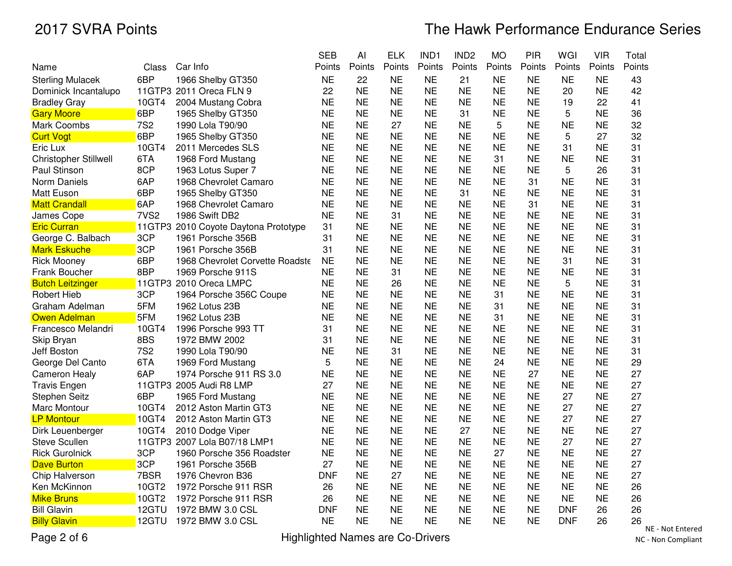# 2017 SVRA Points

# The Hawk Performance Endurance Series

| Name | Class | Car Info | SEB Points | AI Points | ELK Points | IND1 Points | IND2 Points | MO Points | PIR Points | WGI Points | VIR Points | Total Points |
|---|---|---|---|---|---|---|---|---|---|---|---|---|
| Sterling Mulacek | 6BP | 1966 Shelby GT350 | NE | 22 | NE | NE | 21 | NE | NE | NE | NE | 43 |
| Dominick Incantalupo | 11GTP3 | 2011 Oreca FLN 9 | 22 | NE | NE | NE | NE | NE | NE | 20 | NE | 42 |
| Bradley Gray | 10GT4 | 2004 Mustang Cobra | NE | NE | NE | NE | NE | NE | NE | 19 | 22 | 41 |
| Gary Moore | 6BP | 1965 Shelby GT350 | NE | NE | NE | NE | 31 | NE | NE | 5 | NE | 36 |
| Mark Coombs | 7S2 | 1990 Lola T90/90 | NE | NE | 27 | NE | NE | 5 | NE | NE | NE | 32 |
| Curt Vogt | 6BP | 1965 Shelby GT350 | NE | NE | NE | NE | NE | NE | NE | 5 | 27 | 32 |
| Eric Lux | 10GT4 | 2011 Mercedes SLS | NE | NE | NE | NE | NE | NE | NE | 31 | NE | 31 |
| Christopher Stillwell | 6TA | 1968 Ford Mustang | NE | NE | NE | NE | NE | 31 | NE | NE | NE | 31 |
| Paul Stinson | 8CP | 1963 Lotus Super 7 | NE | NE | NE | NE | NE | NE | NE | 5 | 26 | 31 |
| Norm Daniels | 6AP | 1968 Chevrolet Camaro | NE | NE | NE | NE | NE | NE | 31 | NE | NE | 31 |
| Matt Euson | 6BP | 1965 Shelby GT350 | NE | NE | NE | NE | 31 | NE | NE | NE | NE | 31 |
| Matt Crandall | 6AP | 1968 Chevrolet Camaro | NE | NE | NE | NE | NE | NE | 31 | NE | NE | 31 |
| James Cope | 7VS2 | 1986 Swift DB2 | NE | NE | 31 | NE | NE | NE | NE | NE | NE | 31 |
| Eric Curran | 11GTP3 | 2010 Coyote Daytona Prototype | 31 | NE | NE | NE | NE | NE | NE | NE | NE | 31 |
| George C. Balbach | 3CP | 1961 Porsche 356B | 31 | NE | NE | NE | NE | NE | NE | NE | NE | 31 |
| Mark Eskuche | 3CP | 1961 Porsche 356B | 31 | NE | NE | NE | NE | NE | NE | NE | NE | 31 |
| Rick Mooney | 6BP | 1968 Chevrolet Corvette Roadste | NE | NE | NE | NE | NE | NE | NE | 31 | NE | 31 |
| Frank Boucher | 8BP | 1969 Porsche 911S | NE | NE | 31 | NE | NE | NE | NE | NE | NE | 31 |
| Butch Leitzinger | 11GTP3 | 2010 Oreca LMPC | NE | NE | 26 | NE | NE | NE | NE | 5 | NE | 31 |
| Robert Hieb | 3CP | 1964 Porsche 356C Coupe | NE | NE | NE | NE | NE | 31 | NE | NE | NE | 31 |
| Graham Adelman | 5FM | 1962 Lotus 23B | NE | NE | NE | NE | NE | 31 | NE | NE | NE | 31 |
| Owen Adelman | 5FM | 1962 Lotus 23B | NE | NE | NE | NE | NE | 31 | NE | NE | NE | 31 |
| Francesco Melandri | 10GT4 | 1996 Porsche 993 TT | 31 | NE | NE | NE | NE | NE | NE | NE | NE | 31 |
| Skip Bryan | 8BS | 1972 BMW 2002 | 31 | NE | NE | NE | NE | NE | NE | NE | NE | 31 |
| Jeff Boston | 7S2 | 1990 Lola T90/90 | NE | NE | 31 | NE | NE | NE | NE | NE | NE | 31 |
| George Del Canto | 6TA | 1969 Ford Mustang | 5 | NE | NE | NE | NE | 24 | NE | NE | NE | 29 |
| Cameron Healy | 6AP | 1974 Porsche 911 RS 3.0 | NE | NE | NE | NE | NE | NE | 27 | NE | NE | 27 |
| Travis Engen | 11GTP3 | 2005 Audi R8 LMP | 27 | NE | NE | NE | NE | NE | NE | NE | NE | 27 |
| Stephen Seitz | 6BP | 1965 Ford Mustang | NE | NE | NE | NE | NE | NE | NE | 27 | NE | 27 |
| Marc Montour | 10GT4 | 2012 Aston Martin GT3 | NE | NE | NE | NE | NE | NE | NE | 27 | NE | 27 |
| LP Montour | 10GT4 | 2012 Aston Martin GT3 | NE | NE | NE | NE | NE | NE | NE | 27 | NE | 27 |
| Dirk Leuenberger | 10GT4 | 2010 Dodge Viper | NE | NE | NE | NE | 27 | NE | NE | NE | NE | 27 |
| Steve Scullen | 11GTP3 | 2007 Lola B07/18 LMP1 | NE | NE | NE | NE | NE | NE | NE | 27 | NE | 27 |
| Rick Gurolnick | 3CP | 1960 Porsche 356 Roadster | NE | NE | NE | NE | NE | 27 | NE | NE | NE | 27 |
| Dave Burton | 3CP | 1961 Porsche 356B | 27 | NE | NE | NE | NE | NE | NE | NE | NE | 27 |
| Chip Halverson | 7BSR | 1976 Chevron B36 | DNF | NE | 27 | NE | NE | NE | NE | NE | NE | 27 |
| Ken McKinnon | 10GT2 | 1972 Porsche 911 RSR | 26 | NE | NE | NE | NE | NE | NE | NE | NE | 26 |
| Mike Bruns | 10GT2 | 1972 Porsche 911 RSR | 26 | NE | NE | NE | NE | NE | NE | NE | NE | 26 |
| Bill Glavin | 12GTU | 1972 BMW 3.0 CSL | DNF | NE | NE | NE | NE | NE | NE | DNF | 26 | 26 |
| Billy Glavin | 12GTU | 1972 BMW 3.0 CSL | NE | NE | NE | NE | NE | NE | NE | DNF | 26 | 26 |

NE - Not Entered
NC - Non Compliant

Highlighted Names are Co-Drivers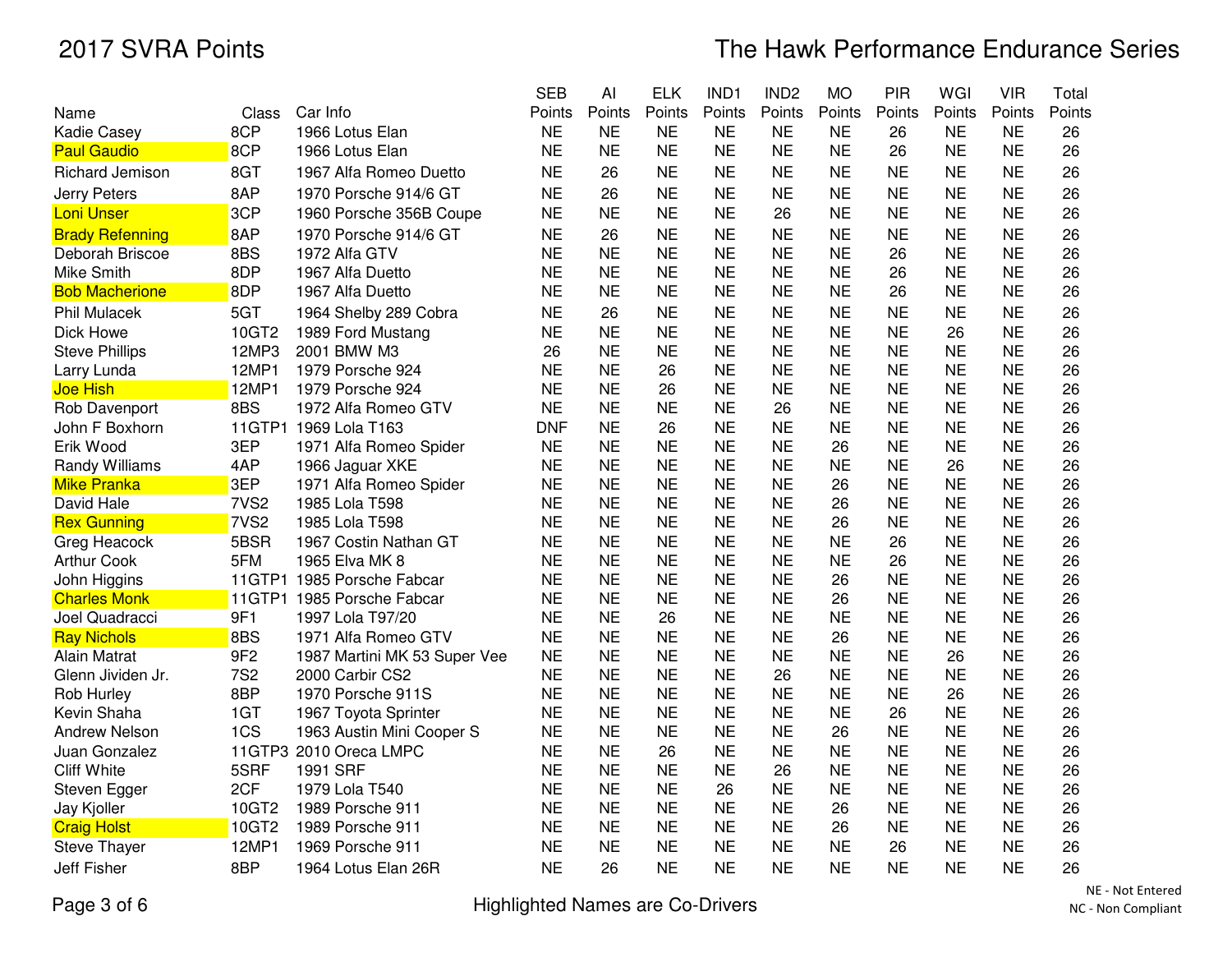# 2017 SVRA Points

# The Hawk Performance Endurance Series

| Name | Class | Car Info | SEB Points | AI Points | ELK Points | IND1 Points | IND2 Points | MO Points | PIR Points | WGI Points | VIR Points | Total Points |
|---|---|---|---|---|---|---|---|---|---|---|---|---|
| Kadie Casey | 8CP | 1966 Lotus Elan | NE | NE | NE | NE | NE | NE | 26 | NE | NE | 26 |
| Paul Gaudio | 8CP | 1966 Lotus Elan | NE | NE | NE | NE | NE | NE | 26 | NE | NE | 26 |
| Richard Jemison | 8GT | 1967 Alfa Romeo Duetto | NE | 26 | NE | NE | NE | NE | NE | NE | NE | 26 |
| Jerry Peters | 8AP | 1970 Porsche 914/6 GT | NE | 26 | NE | NE | NE | NE | NE | NE | NE | 26 |
| Loni Unser | 3CP | 1960 Porsche 356B Coupe | NE | NE | NE | NE | 26 | NE | NE | NE | NE | 26 |
| Brady Refenning | 8AP | 1970 Porsche 914/6 GT | NE | 26 | NE | NE | NE | NE | NE | NE | NE | 26 |
| Deborah Briscoe | 8BS | 1972 Alfa GTV | NE | NE | NE | NE | NE | NE | 26 | NE | NE | 26 |
| Mike Smith | 8DP | 1967 Alfa Duetto | NE | NE | NE | NE | NE | NE | 26 | NE | NE | 26 |
| Bob Macherione | 8DP | 1967 Alfa Duetto | NE | NE | NE | NE | NE | NE | 26 | NE | NE | 26 |
| Phil Mulacek | 5GT | 1964 Shelby 289 Cobra | NE | 26 | NE | NE | NE | NE | NE | NE | NE | 26 |
| Dick Howe | 10GT2 | 1989 Ford Mustang | NE | NE | NE | NE | NE | NE | NE | 26 | NE | 26 |
| Steve Phillips | 12MP3 | 2001 BMW M3 | 26 | NE | NE | NE | NE | NE | NE | NE | NE | 26 |
| Larry Lunda | 12MP1 | 1979 Porsche 924 | NE | NE | 26 | NE | NE | NE | NE | NE | NE | 26 |
| Joe Hish | 12MP1 | 1979 Porsche 924 | NE | NE | 26 | NE | NE | NE | NE | NE | NE | 26 |
| Rob Davenport | 8BS | 1972 Alfa Romeo GTV | NE | NE | NE | NE | 26 | NE | NE | NE | NE | 26 |
| John F Boxhorn | 11GTP1 | 1969 Lola T163 | DNF | NE | 26 | NE | NE | NE | NE | NE | NE | 26 |
| Erik Wood | 3EP | 1971 Alfa Romeo Spider | NE | NE | NE | NE | NE | 26 | NE | NE | NE | 26 |
| Randy Williams | 4AP | 1966 Jaguar XKE | NE | NE | NE | NE | NE | NE | NE | 26 | NE | 26 |
| Mike Pranka | 3EP | 1971 Alfa Romeo Spider | NE | NE | NE | NE | NE | 26 | NE | NE | NE | 26 |
| David Hale | 7VS2 | 1985 Lola T598 | NE | NE | NE | NE | NE | 26 | NE | NE | NE | 26 |
| Rex Gunning | 7VS2 | 1985 Lola T598 | NE | NE | NE | NE | NE | 26 | NE | NE | NE | 26 |
| Greg Heacock | 5BSR | 1967 Costin Nathan GT | NE | NE | NE | NE | NE | NE | 26 | NE | NE | 26 |
| Arthur Cook | 5FM | 1965 Elva MK 8 | NE | NE | NE | NE | NE | NE | 26 | NE | NE | 26 |
| John Higgins | 11GTP1 | 1985 Porsche Fabcar | NE | NE | NE | NE | NE | 26 | NE | NE | NE | 26 |
| Charles Monk | 11GTP1 | 1985 Porsche Fabcar | NE | NE | NE | NE | NE | 26 | NE | NE | NE | 26 |
| Joel Quadracci | 9F1 | 1997 Lola T97/20 | NE | NE | 26 | NE | NE | NE | NE | NE | NE | 26 |
| Ray Nichols | 8BS | 1971 Alfa Romeo GTV | NE | NE | NE | NE | NE | 26 | NE | NE | NE | 26 |
| Alain Matrat | 9F2 | 1987 Martini MK 53 Super Vee | NE | NE | NE | NE | NE | NE | NE | 26 | NE | 26 |
| Glenn Jividen Jr. | 7S2 | 2000 Carbir CS2 | NE | NE | NE | NE | 26 | NE | NE | NE | NE | 26 |
| Rob Hurley | 8BP | 1970 Porsche 911S | NE | NE | NE | NE | NE | NE | NE | 26 | NE | 26 |
| Kevin Shaha | 1GT | 1967 Toyota Sprinter | NE | NE | NE | NE | NE | NE | 26 | NE | NE | 26 |
| Andrew Nelson | 1CS | 1963 Austin Mini Cooper S | NE | NE | NE | NE | NE | 26 | NE | NE | NE | 26 |
| Juan Gonzalez | 11GTP3 | 2010 Oreca LMPC | NE | NE | 26 | NE | NE | NE | NE | NE | NE | 26 |
| Cliff White | 5SRF | 1991 SRF | NE | NE | NE | NE | 26 | NE | NE | NE | NE | 26 |
| Steven Egger | 2CF | 1979 Lola T540 | NE | NE | NE | 26 | NE | NE | NE | NE | NE | 26 |
| Jay Kjoller | 10GT2 | 1989 Porsche 911 | NE | NE | NE | NE | NE | 26 | NE | NE | NE | 26 |
| Craig Holst | 10GT2 | 1989 Porsche 911 | NE | NE | NE | NE | NE | 26 | NE | NE | NE | 26 |
| Steve Thayer | 12MP1 | 1969 Porsche 911 | NE | NE | NE | NE | NE | NE | 26 | NE | NE | 26 |
| Jeff Fisher | 8BP | 1964 Lotus Elan 26R | NE | 26 | NE | NE | NE | NE | NE | NE | NE | 26 |

Highlighted Names are Co-Drivers

NE - Not Entered
NC - Non Compliant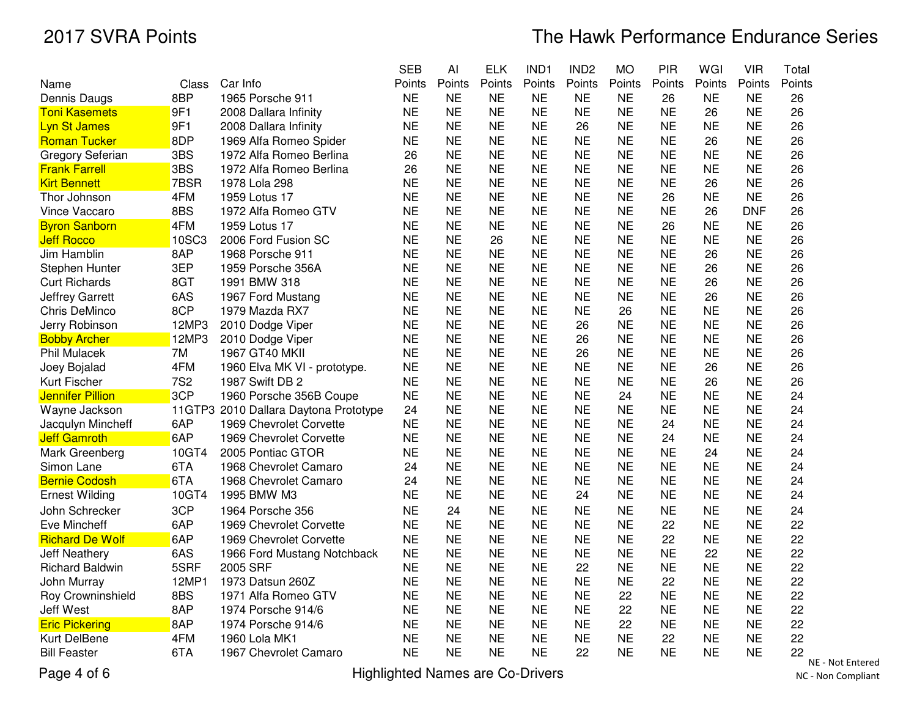# 2017 SVRA Points

## The Hawk Performance Endurance Series

| Name | Class | Car Info | SEB Points | AI Points | ELK Points | IND1 Points | IND2 Points | MO Points | PIR Points | WGI Points | VIR Points | Total Points |
|---|---|---|---|---|---|---|---|---|---|---|---|---|
| Dennis Daugs | 8BP | 1965 Porsche 911 | NE | NE | NE | NE | NE | NE | 26 | NE | NE | 26 |
| Toni Kasemets | 9F1 | 2008 Dallara Infinity | NE | NE | NE | NE | NE | NE | NE | 26 | NE | 26 |
| Lyn St James | 9F1 | 2008 Dallara Infinity | NE | NE | NE | NE | 26 | NE | NE | NE | NE | 26 |
| Roman Tucker | 8DP | 1969 Alfa Romeo Spider | NE | NE | NE | NE | NE | NE | NE | 26 | NE | 26 |
| Gregory Seferian | 3BS | 1972 Alfa Romeo Berlina | 26 | NE | NE | NE | NE | NE | NE | NE | NE | 26 |
| Frank Farrell | 3BS | 1972 Alfa Romeo Berlina | 26 | NE | NE | NE | NE | NE | NE | NE | NE | 26 |
| Kirt Bennett | 7BSR | 1978 Lola 298 | NE | NE | NE | NE | NE | NE | NE | 26 | NE | 26 |
| Thor Johnson | 4FM | 1959 Lotus 17 | NE | NE | NE | NE | NE | NE | 26 | NE | NE | 26 |
| Vince Vaccaro | 8BS | 1972 Alfa Romeo GTV | NE | NE | NE | NE | NE | NE | NE | 26 | DNF | 26 |
| Byron Sanborn | 4FM | 1959 Lotus 17 | NE | NE | NE | NE | NE | NE | 26 | NE | NE | 26 |
| Jeff Rocco | 10SC3 | 2006 Ford Fusion SC | NE | NE | 26 | NE | NE | NE | NE | NE | NE | 26 |
| Jim Hamblin | 8AP | 1968 Porsche 911 | NE | NE | NE | NE | NE | NE | NE | 26 | NE | 26 |
| Stephen Hunter | 3EP | 1959 Porsche 356A | NE | NE | NE | NE | NE | NE | NE | 26 | NE | 26 |
| Curt Richards | 8GT | 1991 BMW 318 | NE | NE | NE | NE | NE | NE | NE | 26 | NE | 26 |
| Jeffrey Garrett | 6AS | 1967 Ford Mustang | NE | NE | NE | NE | NE | NE | NE | 26 | NE | 26 |
| Chris DeMinco | 8CP | 1979 Mazda RX7 | NE | NE | NE | NE | NE | 26 | NE | NE | NE | 26 |
| Jerry Robinson | 12MP3 | 2010 Dodge Viper | NE | NE | NE | NE | 26 | NE | NE | NE | NE | 26 |
| Bobby Archer | 12MP3 | 2010 Dodge Viper | NE | NE | NE | NE | 26 | NE | NE | NE | NE | 26 |
| Phil Mulacek | 7M | 1967 GT40 MKII | NE | NE | NE | NE | 26 | NE | NE | NE | NE | 26 |
| Joey Bojalad | 4FM | 1960 Elva MK VI - prototype. | NE | NE | NE | NE | NE | NE | NE | 26 | NE | 26 |
| Kurt Fischer | 7S2 | 1987 Swift DB 2 | NE | NE | NE | NE | NE | NE | NE | 26 | NE | 26 |
| Jennifer Pillion | 3CP | 1960 Porsche 356B Coupe | NE | NE | NE | NE | NE | 24 | NE | NE | NE | 24 |
| Wayne Jackson | 11GTP3 | 2010 Dallara Daytona Prototype | 24 | NE | NE | NE | NE | NE | NE | NE | NE | 24 |
| Jacqulyn Mincheff | 6AP | 1969 Chevrolet Corvette | NE | NE | NE | NE | NE | NE | 24 | NE | NE | 24 |
| Jeff Gamroth | 6AP | 1969 Chevrolet Corvette | NE | NE | NE | NE | NE | NE | 24 | NE | NE | 24 |
| Mark Greenberg | 10GT4 | 2005 Pontiac GTOR | NE | NE | NE | NE | NE | NE | NE | 24 | NE | 24 |
| Simon Lane | 6TA | 1968 Chevrolet Camaro | 24 | NE | NE | NE | NE | NE | NE | NE | NE | 24 |
| Bernie Codosh | 6TA | 1968 Chevrolet Camaro | 24 | NE | NE | NE | NE | NE | NE | NE | NE | 24 |
| Ernest Wilding | 10GT4 | 1995 BMW M3 | NE | NE | NE | NE | 24 | NE | NE | NE | NE | 24 |
| John Schrecker | 3CP | 1964 Porsche 356 | NE | 24 | NE | NE | NE | NE | NE | NE | NE | 24 |
| Eve Mincheff | 6AP | 1969 Chevrolet Corvette | NE | NE | NE | NE | NE | NE | 22 | NE | NE | 22 |
| Richard De Wolf | 6AP | 1969 Chevrolet Corvette | NE | NE | NE | NE | NE | NE | 22 | NE | NE | 22 |
| Jeff Neathery | 6AS | 1966 Ford Mustang Notchback | NE | NE | NE | NE | NE | NE | NE | 22 | NE | 22 |
| Richard Baldwin | 5SRF | 2005 SRF | NE | NE | NE | NE | 22 | NE | NE | NE | NE | 22 |
| John Murray | 12MP1 | 1973 Datsun 260Z | NE | NE | NE | NE | NE | NE | 22 | NE | NE | 22 |
| Roy Crowninshield | 8BS | 1971 Alfa Romeo GTV | NE | NE | NE | NE | NE | 22 | NE | NE | NE | 22 |
| Jeff West | 8AP | 1974 Porsche 914/6 | NE | NE | NE | NE | NE | 22 | NE | NE | NE | 22 |
| Eric Pickering | 8AP | 1974 Porsche 914/6 | NE | NE | NE | NE | NE | 22 | NE | NE | NE | 22 |
| Kurt DelBene | 4FM | 1960 Lola MK1 | NE | NE | NE | NE | NE | NE | 22 | NE | NE | 22 |
| Bill Feaster | 6TA | 1967 Chevrolet Camaro | NE | NE | NE | NE | 22 | NE | NE | NE | NE | 22 |

NE - Not Entered
NC - Non Compliant

Highlighted Names are Co-Drivers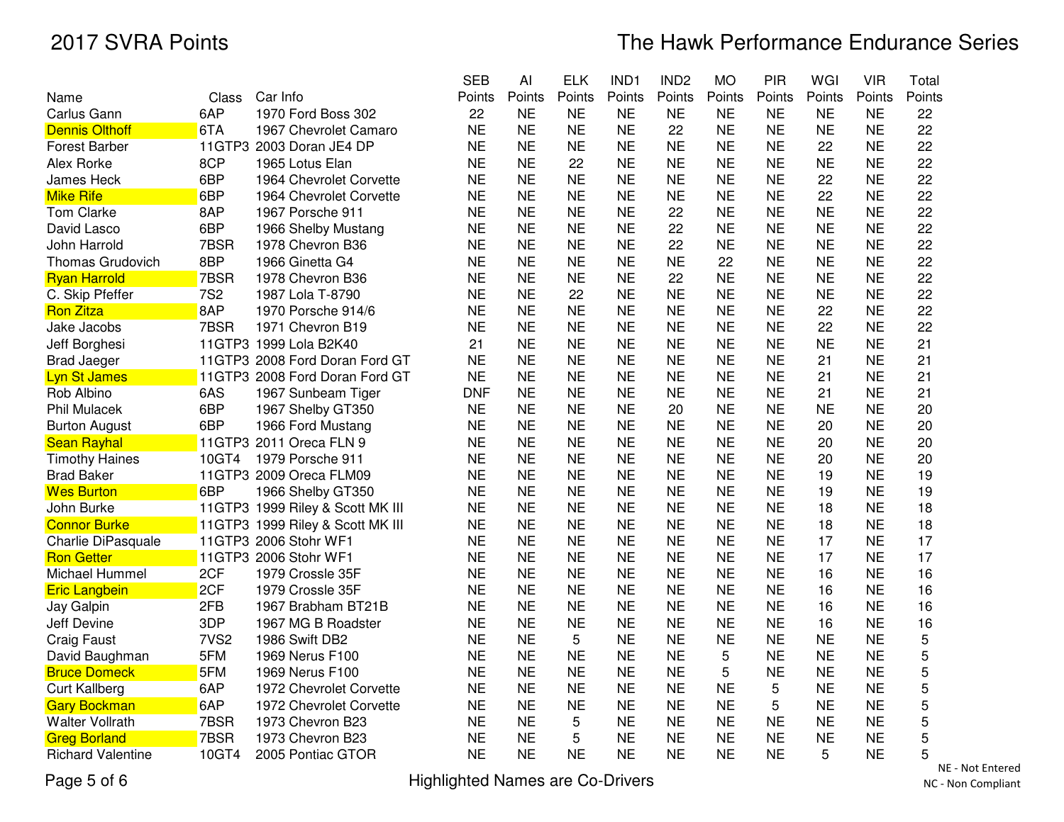# 2017 SVRA Points

## The Hawk Performance Endurance Series

| Name | Class | Car Info | SEB Points | AI Points | ELK Points | IND1 Points | IND2 Points | MO Points | PIR Points | WGI Points | VIR Points | Total Points |
|---|---|---|---|---|---|---|---|---|---|---|---|---|
| Carlus Gann | 6AP | 1970 Ford Boss 302 | 22 | NE | NE | NE | NE | NE | NE | NE | NE | 22 |
| Dennis Olthoff | 6TA | 1967 Chevrolet Camaro | NE | NE | NE | NE | 22 | NE | NE | NE | NE | 22 |
| Forest Barber | 11GTP3 | 2003 Doran JE4 DP | NE | NE | NE | NE | NE | NE | NE | 22 | NE | 22 |
| Alex Rorke | 8CP | 1965 Lotus Elan | NE | NE | 22 | NE | NE | NE | NE | NE | NE | 22 |
| James Heck | 6BP | 1964 Chevrolet Corvette | NE | NE | NE | NE | NE | NE | NE | 22 | NE | 22 |
| Mike Rife | 6BP | 1964 Chevrolet Corvette | NE | NE | NE | NE | NE | NE | NE | 22 | NE | 22 |
| Tom Clarke | 8AP | 1967 Porsche 911 | NE | NE | NE | NE | 22 | NE | NE | NE | NE | 22 |
| David Lasco | 6BP | 1966 Shelby Mustang | NE | NE | NE | NE | 22 | NE | NE | NE | NE | 22 |
| John Harrold | 7BSR | 1978 Chevron B36 | NE | NE | NE | NE | 22 | NE | NE | NE | NE | 22 |
| Thomas Grudovich | 8BP | 1966 Ginetta G4 | NE | NE | NE | NE | NE | 22 | NE | NE | NE | 22 |
| Ryan Harrold | 7BSR | 1978 Chevron B36 | NE | NE | NE | NE | 22 | NE | NE | NE | NE | 22 |
| C. Skip Pfeffer | 7S2 | 1987 Lola T-8790 | NE | NE | 22 | NE | NE | NE | NE | NE | NE | 22 |
| Ron Zitza | 8AP | 1970 Porsche 914/6 | NE | NE | NE | NE | NE | NE | NE | 22 | NE | 22 |
| Jake Jacobs | 7BSR | 1971 Chevron B19 | NE | NE | NE | NE | NE | NE | NE | 22 | NE | 22 |
| Jeff Borghesi | 11GTP3 | 1999 Lola B2K40 | 21 | NE | NE | NE | NE | NE | NE | NE | NE | 21 |
| Brad Jaeger | 11GTP3 | 2008 Ford Doran Ford GT | NE | NE | NE | NE | NE | NE | NE | 21 | NE | 21 |
| Lyn St James | 11GTP3 | 2008 Ford Doran Ford GT | NE | NE | NE | NE | NE | NE | NE | 21 | NE | 21 |
| Rob Albino | 6AS | 1967 Sunbeam Tiger | DNF | NE | NE | NE | NE | NE | NE | 21 | NE | 21 |
| Phil Mulacek | 6BP | 1967 Shelby GT350 | NE | NE | NE | NE | 20 | NE | NE | NE | NE | 20 |
| Burton August | 6BP | 1966 Ford Mustang | NE | NE | NE | NE | NE | NE | NE | 20 | NE | 20 |
| Sean Rayhal | 11GTP3 | 2011 Oreca FLN 9 | NE | NE | NE | NE | NE | NE | NE | 20 | NE | 20 |
| Timothy Haines | 10GT4 | 1979 Porsche 911 | NE | NE | NE | NE | NE | NE | NE | 20 | NE | 20 |
| Brad Baker | 11GTP3 | 2009 Oreca FLM09 | NE | NE | NE | NE | NE | NE | NE | 19 | NE | 19 |
| Wes Burton | 6BP | 1966 Shelby GT350 | NE | NE | NE | NE | NE | NE | NE | 19 | NE | 19 |
| John Burke | 11GTP3 | 1999 Riley & Scott MK III | NE | NE | NE | NE | NE | NE | NE | 18 | NE | 18 |
| Connor Burke | 11GTP3 | 1999 Riley & Scott MK III | NE | NE | NE | NE | NE | NE | NE | 18 | NE | 18 |
| Charlie DiPasquale | 11GTP3 | 2006 Stohr WF1 | NE | NE | NE | NE | NE | NE | NE | 17 | NE | 17 |
| Ron Getter | 11GTP3 | 2006 Stohr WF1 | NE | NE | NE | NE | NE | NE | NE | 17 | NE | 17 |
| Michael Hummel | 2CF | 1979 Crossle 35F | NE | NE | NE | NE | NE | NE | NE | 16 | NE | 16 |
| Eric Langbein | 2CF | 1979 Crossle 35F | NE | NE | NE | NE | NE | NE | NE | 16 | NE | 16 |
| Jay Galpin | 2FB | 1967 Brabham BT21B | NE | NE | NE | NE | NE | NE | NE | 16 | NE | 16 |
| Jeff Devine | 3DP | 1967 MG B Roadster | NE | NE | NE | NE | NE | NE | NE | 16 | NE | 16 |
| Craig Faust | 7VS2 | 1986 Swift DB2 | NE | NE | 5 | NE | NE | NE | NE | NE | NE | 5 |
| David Baughman | 5FM | 1969 Nerus F100 | NE | NE | NE | NE | NE | 5 | NE | NE | NE | 5 |
| Bruce Domeck | 5FM | 1969 Nerus F100 | NE | NE | NE | NE | NE | 5 | NE | NE | NE | 5 |
| Curt Kallberg | 6AP | 1972 Chevrolet Corvette | NE | NE | NE | NE | NE | NE | 5 | NE | NE | 5 |
| Gary Bockman | 6AP | 1972 Chevrolet Corvette | NE | NE | NE | NE | NE | NE | 5 | NE | NE | 5 |
| Walter Vollrath | 7BSR | 1973 Chevron B23 | NE | NE | 5 | NE | NE | NE | NE | NE | NE | 5 |
| Greg Borland | 7BSR | 1973 Chevron B23 | NE | NE | 5 | NE | NE | NE | NE | NE | NE | 5 |
| Richard Valentine | 10GT4 | 2005 Pontiac GTOR | NE | NE | NE | NE | NE | NE | NE | 5 | NE | 5 |

NE - Not Entered
NC - Non Compliant

Highlighted Names are Co-Drivers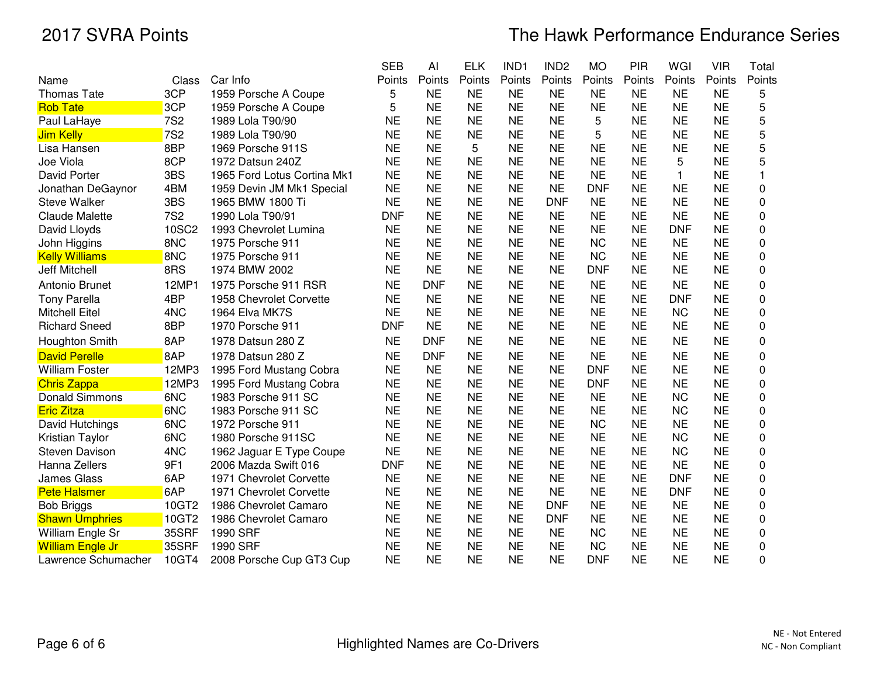# 2017 SVRA Points

## The Hawk Performance Endurance Series

| Name | Class | Car Info | SEB Points | AI Points | ELK Points | IND1 Points | IND2 Points | MO Points | PIR Points | WGI Points | VIR Points | Total Points |
|---|---|---|---|---|---|---|---|---|---|---|---|---|
| Thomas Tate | 3CP | 1959 Porsche A Coupe | 5 | NE | NE | NE | NE | NE | NE | NE | NE | 5 |
| Rob Tate | 3CP | 1959 Porsche A Coupe | 5 | NE | NE | NE | NE | NE | NE | NE | NE | 5 |
| Paul LaHaye | 7S2 | 1989 Lola T90/90 | NE | NE | NE | NE | NE | 5 | NE | NE | NE | 5 |
| Jim Kelly | 7S2 | 1989 Lola T90/90 | NE | NE | NE | NE | NE | 5 | NE | NE | NE | 5 |
| Lisa Hansen | 8BP | 1969 Porsche 911S | NE | NE | 5 | NE | NE | NE | NE | NE | NE | 5 |
| Joe Viola | 8CP | 1972 Datsun 240Z | NE | NE | NE | NE | NE | NE | NE | 5 | NE | 5 |
| David Porter | 3BS | 1965 Ford Lotus Cortina Mk1 | NE | NE | NE | NE | NE | NE | NE | 1 | NE | 1 |
| Jonathan DeGaynor | 4BM | 1959 Devin JM Mk1 Special | NE | NE | NE | NE | NE | DNF | NE | NE | NE | 0 |
| Steve Walker | 3BS | 1965 BMW 1800 Ti | NE | NE | NE | NE | DNF | NE | NE | NE | NE | 0 |
| Claude Malette | 7S2 | 1990 Lola T90/91 | DNF | NE | NE | NE | NE | NE | NE | NE | NE | 0 |
| David Lloyds | 10SC2 | 1993 Chevrolet Lumina | NE | NE | NE | NE | NE | NE | NE | DNF | NE | 0 |
| John Higgins | 8NC | 1975 Porsche 911 | NE | NE | NE | NE | NE | NC | NE | NE | NE | 0 |
| Kelly Williams | 8NC | 1975 Porsche 911 | NE | NE | NE | NE | NE | NC | NE | NE | NE | 0 |
| Jeff Mitchell | 8RS | 1974 BMW 2002 | NE | NE | NE | NE | NE | DNF | NE | NE | NE | 0 |
| Antonio Brunet | 12MP1 | 1975 Porsche 911 RSR | NE | DNF | NE | NE | NE | NE | NE | NE | NE | 0 |
| Tony Parella | 4BP | 1958 Chevrolet Corvette | NE | NE | NE | NE | NE | NE | NE | DNF | NE | 0 |
| Mitchell Eitel | 4NC | 1964 Elva MK7S | NE | NE | NE | NE | NE | NE | NE | NC | NE | 0 |
| Richard Sneed | 8BP | 1970 Porsche 911 | DNF | NE | NE | NE | NE | NE | NE | NE | NE | 0 |
| Houghton Smith | 8AP | 1978 Datsun 280 Z | NE | DNF | NE | NE | NE | NE | NE | NE | NE | 0 |
| David Perelle | 8AP | 1978 Datsun 280 Z | NE | DNF | NE | NE | NE | NE | NE | NE | NE | 0 |
| William Foster | 12MP3 | 1995 Ford Mustang Cobra | NE | NE | NE | NE | NE | DNF | NE | NE | NE | 0 |
| Chris Zappa | 12MP3 | 1995 Ford Mustang Cobra | NE | NE | NE | NE | NE | DNF | NE | NE | NE | 0 |
| Donald Simmons | 6NC | 1983 Porsche 911 SC | NE | NE | NE | NE | NE | NE | NE | NC | NE | 0 |
| Eric Zitza | 6NC | 1983 Porsche 911 SC | NE | NE | NE | NE | NE | NE | NE | NC | NE | 0 |
| David Hutchings | 6NC | 1972 Porsche 911 | NE | NE | NE | NE | NE | NC | NE | NE | NE | 0 |
| Kristian Taylor | 6NC | 1980 Porsche 911SC | NE | NE | NE | NE | NE | NE | NE | NC | NE | 0 |
| Steven Davison | 4NC | 1962 Jaguar E Type Coupe | NE | NE | NE | NE | NE | NE | NE | NC | NE | 0 |
| Hanna Zellers | 9F1 | 2006 Mazda Swift 016 | DNF | NE | NE | NE | NE | NE | NE | NE | NE | 0 |
| James Glass | 6AP | 1971 Chevrolet Corvette | NE | NE | NE | NE | NE | NE | NE | DNF | NE | 0 |
| Pete Halsmer | 6AP | 1971 Chevrolet Corvette | NE | NE | NE | NE | NE | NE | NE | DNF | NE | 0 |
| Bob Briggs | 10GT2 | 1986 Chevrolet Camaro | NE | NE | NE | NE | DNF | NE | NE | NE | NE | 0 |
| Shawn Umphries | 10GT2 | 1986 Chevrolet Camaro | NE | NE | NE | NE | DNF | NE | NE | NE | NE | 0 |
| William Engle Sr | 35SRF | 1990 SRF | NE | NE | NE | NE | NE | NC | NE | NE | NE | 0 |
| William Engle Jr | 35SRF | 1990 SRF | NE | NE | NE | NE | NE | NC | NE | NE | NE | 0 |
| Lawrence Schumacher | 10GT4 | 2008 Porsche Cup GT3 Cup | NE | NE | NE | NE | NE | DNF | NE | NE | NE | 0 |

Highlighted Names are Co-Drivers

NE - Not Entered
NC - Non Compliant